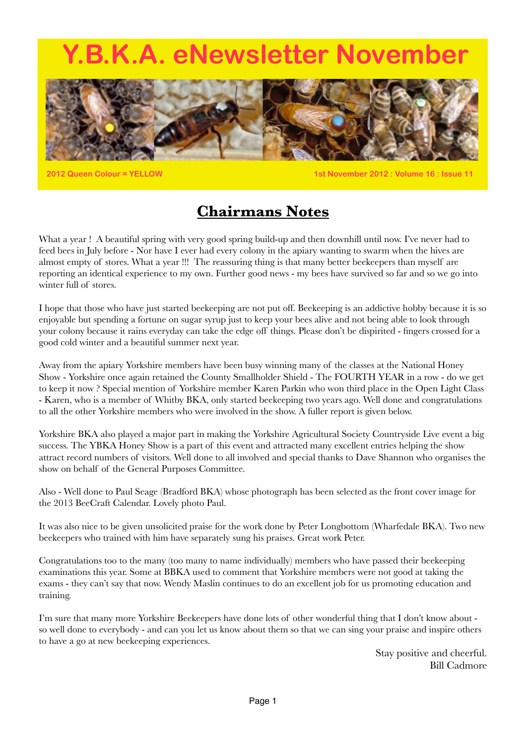# Y.B.K.A. eNewsletter November

2012 Queen Colour = YELLOW

1st November 2012 : Volume 16 : Issue 11

## Chairmans Notes

What a year ! A beautiful spring with very good spring build-up and then downhill until now. I've never had to feed bees in July before - Nor have I ever had every colony in the apiary wanting to swarm when the hives are almost empty of stores. What a year !!! The reassuring thing is that many better beekeepers than myself are reporting an identical experience to my own. Further good news - my bees have survived so far and so we go into winter full of stores.

I hope that those who have just started beekeeping are not put off. Beekeeping is an addictive hobby because it is so enjoyable but spending a fortune on sugar syrup just to keep your bees alive and not being able to look through your colony because it rains everyday can take the edge off things. Please don't be dispirited - fingers crossed for a good cold winter and a beautiful summer next year.

Away from the apiary Yorkshire members have been busy winning many of the classes at the National Honey Show - Yorkshire once again retained the County Smallholder Shield - The FOURTH YEAR in a row - do we get to keep it now ? Special mention of Yorkshire member Karen Parkin who won third place in the Open Light Class - Karen, who is a member of Whitby BKA, only started beekeeping two years ago. Well done and congratulations to all the other Yorkshire members who were involved in the show. A fuller report is given below.

Yorkshire BKA also played a major part in making the Yorkshire Agricultural Society Countryside Live event a big success. The YBKA Honey Show is a part of this event and attracted many excellent entries helping the show attract record numbers of visitors. Well done to all involved and special thanks to Dave Shannon who organises the show on behalf of the General Purposes Committee.

Also - Well done to Paul Seage (Bradford BKA) whose photograph has been selected as the front cover image for the 2013 BeeCraft Calendar. Lovely photo Paul.

It was also nice to be given unsolicited praise for the work done by Peter Longbottom (Wharfedale BKA). Two new beekeepers who trained with him have separately sung his praises. Great work Peter.

Congratulations too to the many (too many to name individually) members who have passed their beekeeping examinations this year. Some at BBKA used to comment that Yorkshire members were not good at taking the exams - they can't say that now. Wendy Maslin continues to do an excellent job for us promoting education and training.

I'm sure that many more Yorkshire Beekeepers have done lots of other wonderful thing that I don't know about - so well done to everybody - and can you let us know about them so that we can sing your praise and inspire others to have a go at new beekeeping experiences.

Stay positive and cheerful.
Bill Cadmore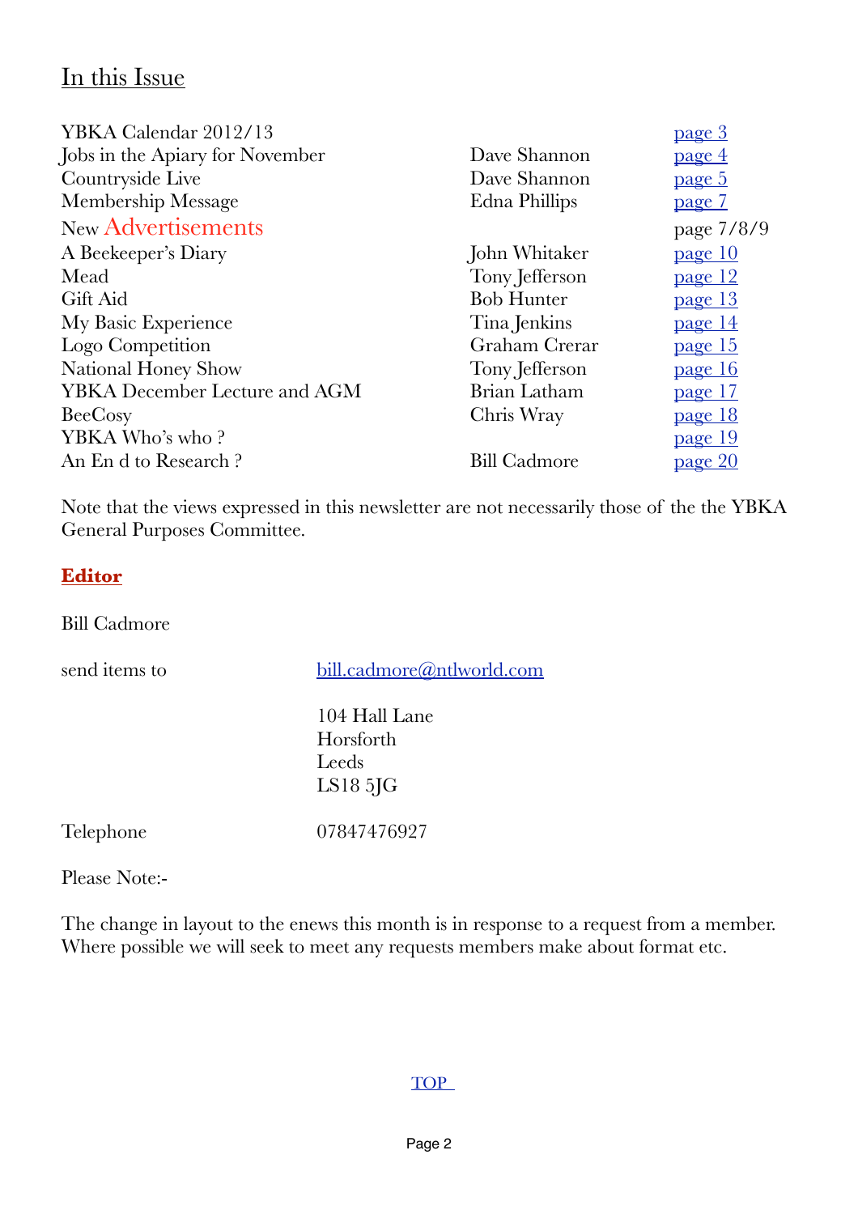## In this Issue

| | | |
|---|---|---|
| YBKA Calendar 2012/13 | | page 3 |
| Jobs in the Apiary for November | Dave Shannon | page 4 |
| Countryside Live | Dave Shannon | page 5 |
| Membership Message | Edna Phillips | page 7 |
| New Advertisements | | page 7/8/9 |
| A Beekeeper's Diary | John Whitaker | page 10 |
| Mead | Tony Jefferson | page 12 |
| Gift Aid | Bob Hunter | page 13 |
| My Basic Experience | Tina Jenkins | page 14 |
| Logo Competition | Graham Crerar | page 15 |
| National Honey Show | Tony Jefferson | page 16 |
| YBKA December Lecture and AGM | Brian Latham | page 17 |
| BeeCosy | Chris Wray | page 18 |
| YBKA Who's who ? | | page 19 |
| An En d to Research ? | Bill Cadmore | page 20 |

Note that the views expressed in this newsletter are not necessarily those of the the YBKA General Purposes Committee.

**Editor**

Bill Cadmore

send items to bill.cadmore@ntlworld.com

104 Hall Lane
Horsforth
Leeds
LS18 5JG

Telephone 07847476927

Please Note:-

The change in layout to the enews this month is in response to a request from a member. Where possible we will seek to meet any requests members make about format etc.

TOP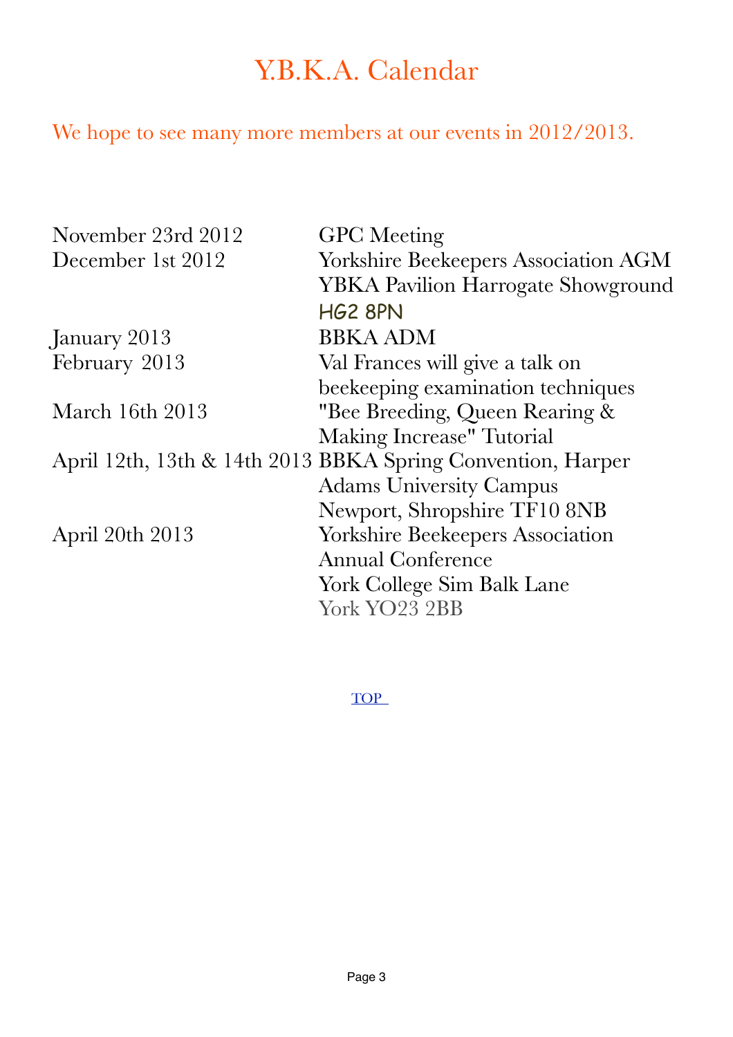# Y.B.K.A. Calendar

We hope to see many more members at our events in 2012/2013.

| | |
|---|---|
| November 23rd 2012 | GPC Meeting |
| December 1st 2012 | Yorkshire Beekeepers Association AGM<br>YBKA Pavilion Harrogate Showground<br>HG2 8PN |
| January 2013 | BBKA ADM |
| February 2013 | Val Frances will give a talk on beekeeping examination techniques |
| March 16th 2013 | "Bee Breeding, Queen Rearing & Making Increase" Tutorial |
| April 12th, 13th & 14th 2013 | BBKA Spring Convention, Harper Adams University Campus<br>Newport, Shropshire TF10 8NB |
| April 20th 2013 | Yorkshire Beekeepers Association Annual Conference<br>York College Sim Balk Lane<br>York YO23 2BB |

TOP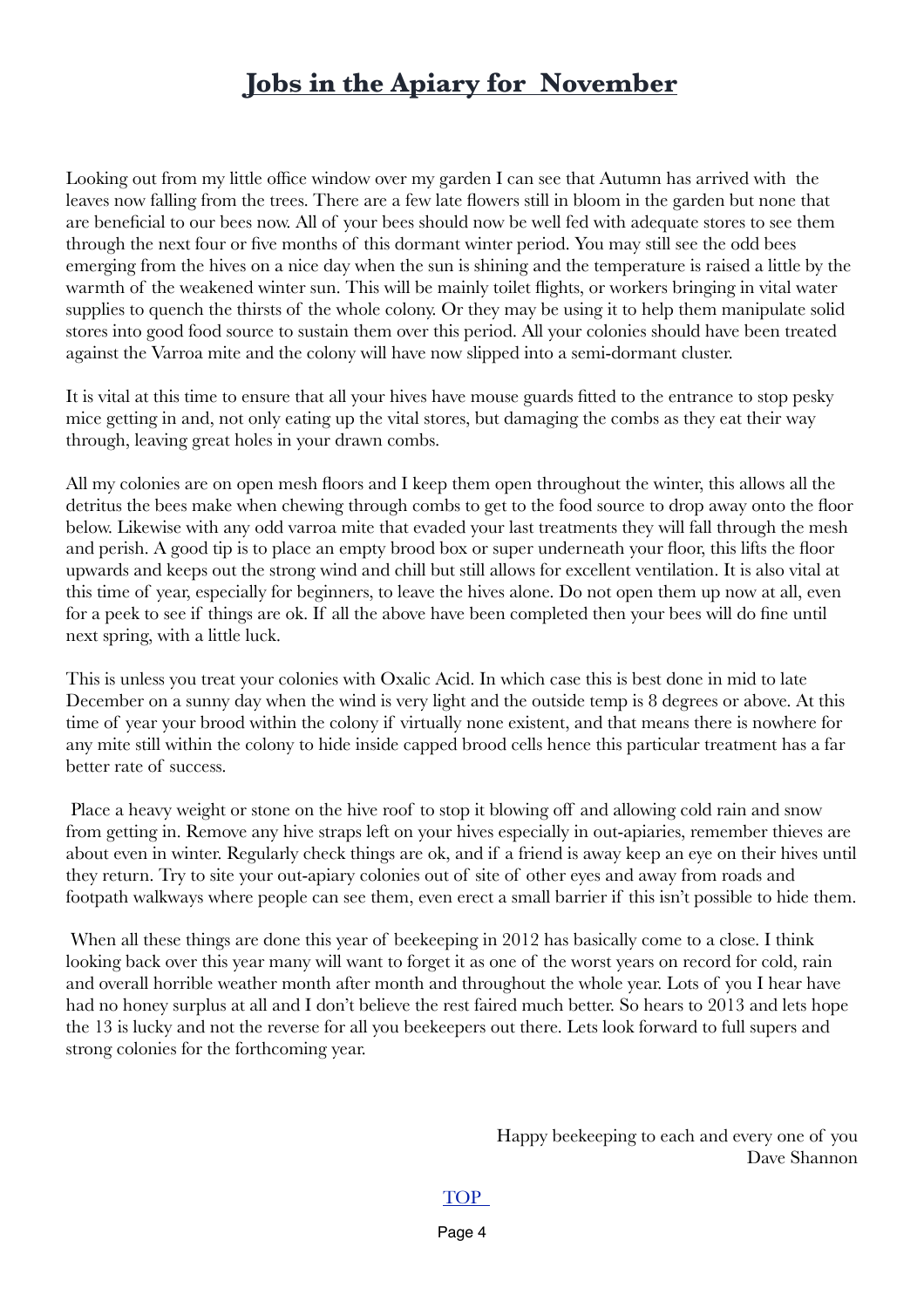# Jobs in the Apiary for November

Looking out from my little office window over my garden I can see that Autumn has arrived with the leaves now falling from the trees. There are a few late flowers still in bloom in the garden but none that are beneficial to our bees now. All of your bees should now be well fed with adequate stores to see them through the next four or five months of this dormant winter period. You may still see the odd bees emerging from the hives on a nice day when the sun is shining and the temperature is raised a little by the warmth of the weakened winter sun. This will be mainly toilet flights, or workers bringing in vital water supplies to quench the thirsts of the whole colony. Or they may be using it to help them manipulate solid stores into good food source to sustain them over this period. All your colonies should have been treated against the Varroa mite and the colony will have now slipped into a semi-dormant cluster.

It is vital at this time to ensure that all your hives have mouse guards fitted to the entrance to stop pesky mice getting in and, not only eating up the vital stores, but damaging the combs as they eat their way through, leaving great holes in your drawn combs.

All my colonies are on open mesh floors and I keep them open throughout the winter, this allows all the detritus the bees make when chewing through combs to get to the food source to drop away onto the floor below. Likewise with any odd varroa mite that evaded your last treatments they will fall through the mesh and perish. A good tip is to place an empty brood box or super underneath your floor, this lifts the floor upwards and keeps out the strong wind and chill but still allows for excellent ventilation. It is also vital at this time of year, especially for beginners, to leave the hives alone. Do not open them up now at all, even for a peek to see if things are ok. If all the above have been completed then your bees will do fine until next spring, with a little luck.

This is unless you treat your colonies with Oxalic Acid. In which case this is best done in mid to late December on a sunny day when the wind is very light and the outside temp is 8 degrees or above. At this time of year your brood within the colony if virtually none existent, and that means there is nowhere for any mite still within the colony to hide inside capped brood cells hence this particular treatment has a far better rate of success.

Place a heavy weight or stone on the hive roof to stop it blowing off and allowing cold rain and snow from getting in. Remove any hive straps left on your hives especially in out-apiaries, remember thieves are about even in winter. Regularly check things are ok, and if a friend is away keep an eye on their hives until they return. Try to site your out-apiary colonies out of site of other eyes and away from roads and footpath walkways where people can see them, even erect a small barrier if this isn't possible to hide them.

When all these things are done this year of beekeeping in 2012 has basically come to a close. I think looking back over this year many will want to forget it as one of the worst years on record for cold, rain and overall horrible weather month after month and throughout the whole year. Lots of you I hear have had no honey surplus at all and I don't believe the rest faired much better. So hears to 2013 and lets hope the 13 is lucky and not the reverse for all you beekeepers out there. Lets look forward to full supers and strong colonies for the forthcoming year.

Happy beekeeping to each and every one of you
Dave Shannon

TOP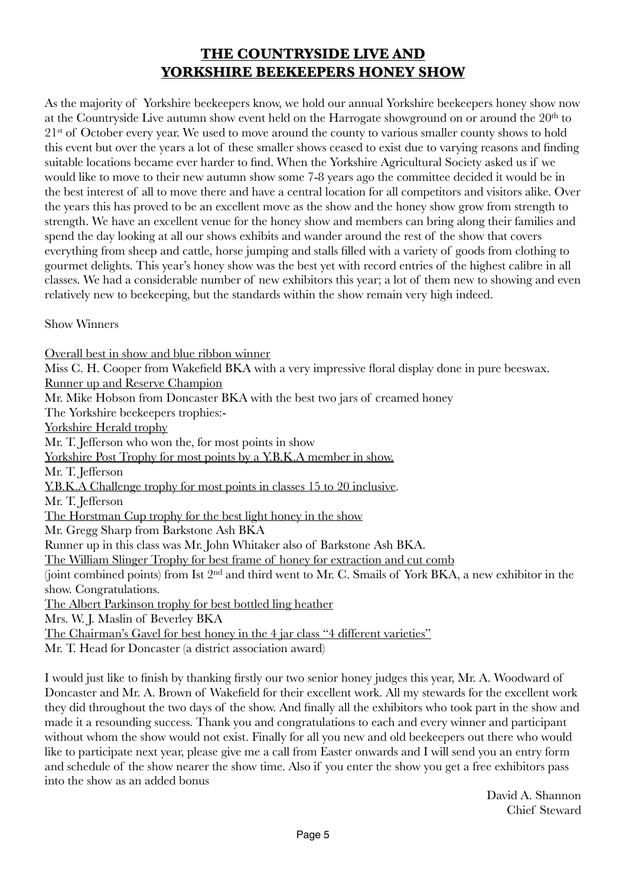# THE COUNTRYSIDE LIVE AND YORKSHIRE BEEKEEPERS HONEY SHOW

As the majority of Yorkshire beekeepers know, we hold our annual Yorkshire beekeepers honey show now at the Countryside Live autumn show event held on the Harrogate showground on or around the 20th to 21st of October every year. We used to move around the county to various smaller county shows to hold this event but over the years a lot of these smaller shows ceased to exist due to varying reasons and finding suitable locations became ever harder to find. When the Yorkshire Agricultural Society asked us if we would like to move to their new autumn show some 7-8 years ago the committee decided it would be in the best interest of all to move there and have a central location for all competitors and visitors alike. Over the years this has proved to be an excellent move as the show and the honey show grow from strength to strength. We have an excellent venue for the honey show and members can bring along their families and spend the day looking at all our shows exhibits and wander around the rest of the show that covers everything from sheep and cattle, horse jumping and stalls filled with a variety of goods from clothing to gourmet delights. This year's honey show was the best yet with record entries of the highest calibre in all classes. We had a considerable number of new exhibitors this year; a lot of them new to showing and even relatively new to beekeeping, but the standards within the show remain very high indeed.

Show Winners

Overall best in show and blue ribbon winner
Miss C. H. Cooper from Wakefield BKA with a very impressive floral display done in pure beeswax.
Runner up and Reserve Champion
Mr. Mike Hobson from Doncaster BKA with the best two jars of creamed honey
The Yorkshire beekeepers trophies:-
Yorkshire Herald trophy
Mr. T. Jefferson who won the, for most points in show
Yorkshire Post Trophy for most points by a Y.B.K.A member in show.
Mr. T. Jefferson
Y.B.K.A Challenge trophy for most points in classes 15 to 20 inclusive.
Mr. T. Jefferson
The Horstman Cup trophy for the best light honey in the show
Mr. Gregg Sharp from Barkstone Ash BKA
Runner up in this class was Mr. John Whitaker also of Barkstone Ash BKA.
The William Slinger Trophy for best frame of honey for extraction and cut comb
(joint combined points) from Ist 2nd and third went to Mr. C. Smails of York BKA, a new exhibitor in the show. Congratulations.
The Albert Parkinson trophy for best bottled ling heather
Mrs. W. J. Maslin of Beverley BKA
The Chairman's Gavel for best honey in the 4 jar class "4 different varieties"
Mr. T. Head for Doncaster (a district association award)

I would just like to finish by thanking firstly our two senior honey judges this year, Mr. A. Woodward of Doncaster and Mr. A. Brown of Wakefield for their excellent work. All my stewards for the excellent work they did throughout the two days of the show. And finally all the exhibitors who took part in the show and made it a resounding success. Thank you and congratulations to each and every winner and participant without whom the show would not exist. Finally for all you new and old beekeepers out there who would like to participate next year, please give me a call from Easter onwards and I will send you an entry form and schedule of the show nearer the show time. Also if you enter the show you get a free exhibitors pass into the show as an added bonus

David A. Shannon
Chief Steward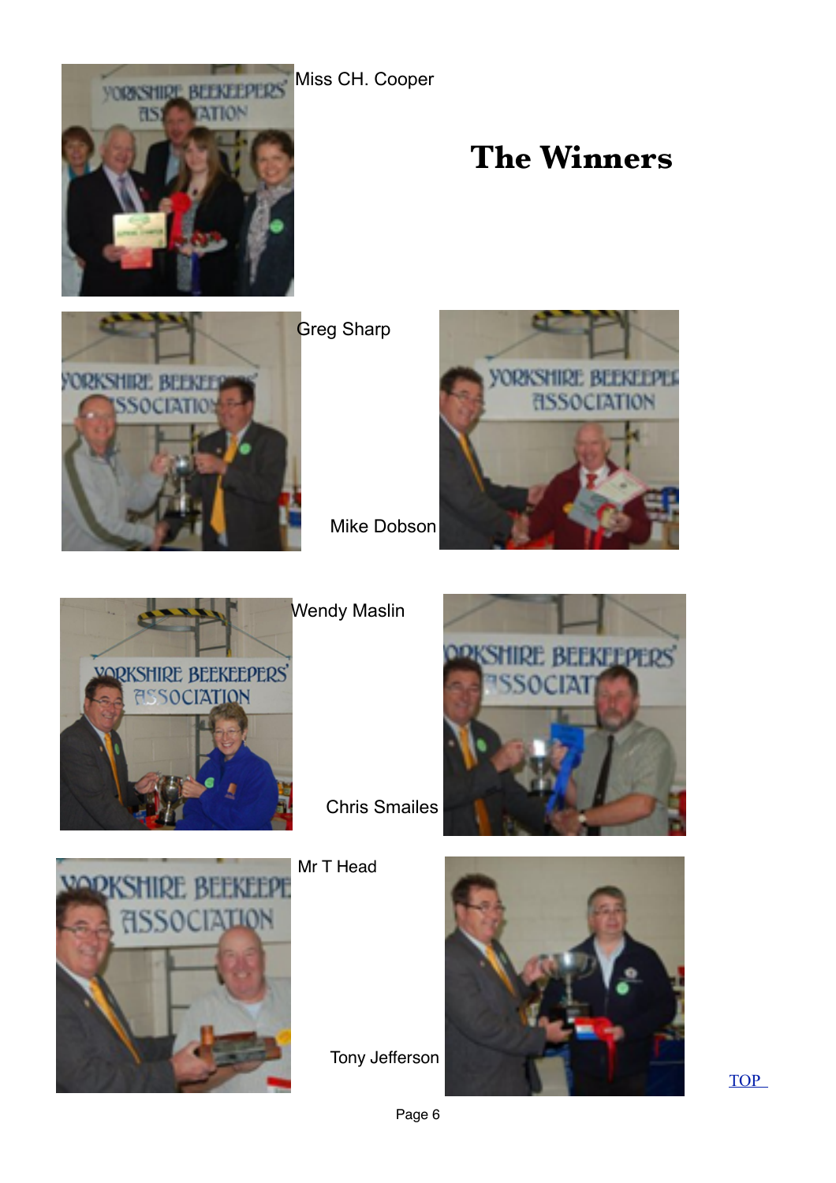# The Winners

Miss CH. Cooper

Greg Sharp

Mike Dobson

Wendy Maslin

Chris Smailes

Mr T Head

Tony Jefferson

TOP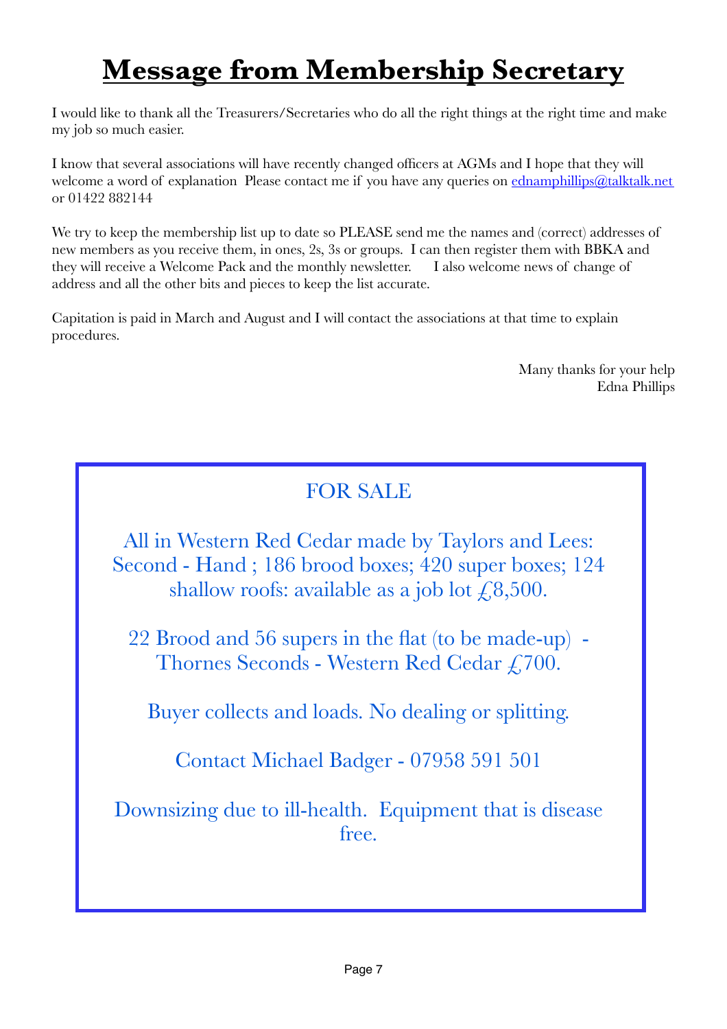# Message from Membership Secretary

I would like to thank all the Treasurers/Secretaries who do all the right things at the right time and make my job so much easier.

I know that several associations will have recently changed officers at AGMs and I hope that they will welcome a word of explanation Please contact me if you have any queries on ednamphillips@talktalk.net or 01422 882144

We try to keep the membership list up to date so PLEASE send me the names and (correct) addresses of new members as you receive them, in ones, 2s, 3s or groups. I can then register them with BBKA and they will receive a Welcome Pack and the monthly newsletter. I also welcome news of change of address and all the other bits and pieces to keep the list accurate.

Capitation is paid in March and August and I will contact the associations at that time to explain procedures.

Many thanks for your help
Edna Phillips

FOR SALE

All in Western Red Cedar made by Taylors and Lees: Second - Hand ; 186 brood boxes; 420 super boxes; 124 shallow roofs: available as a job lot £8,500.

22 Brood and 56 supers in the flat (to be made-up) - Thornes Seconds - Western Red Cedar £700.

Buyer collects and loads. No dealing or splitting.

Contact Michael Badger - 07958 591 501

Downsizing due to ill-health. Equipment that is disease free.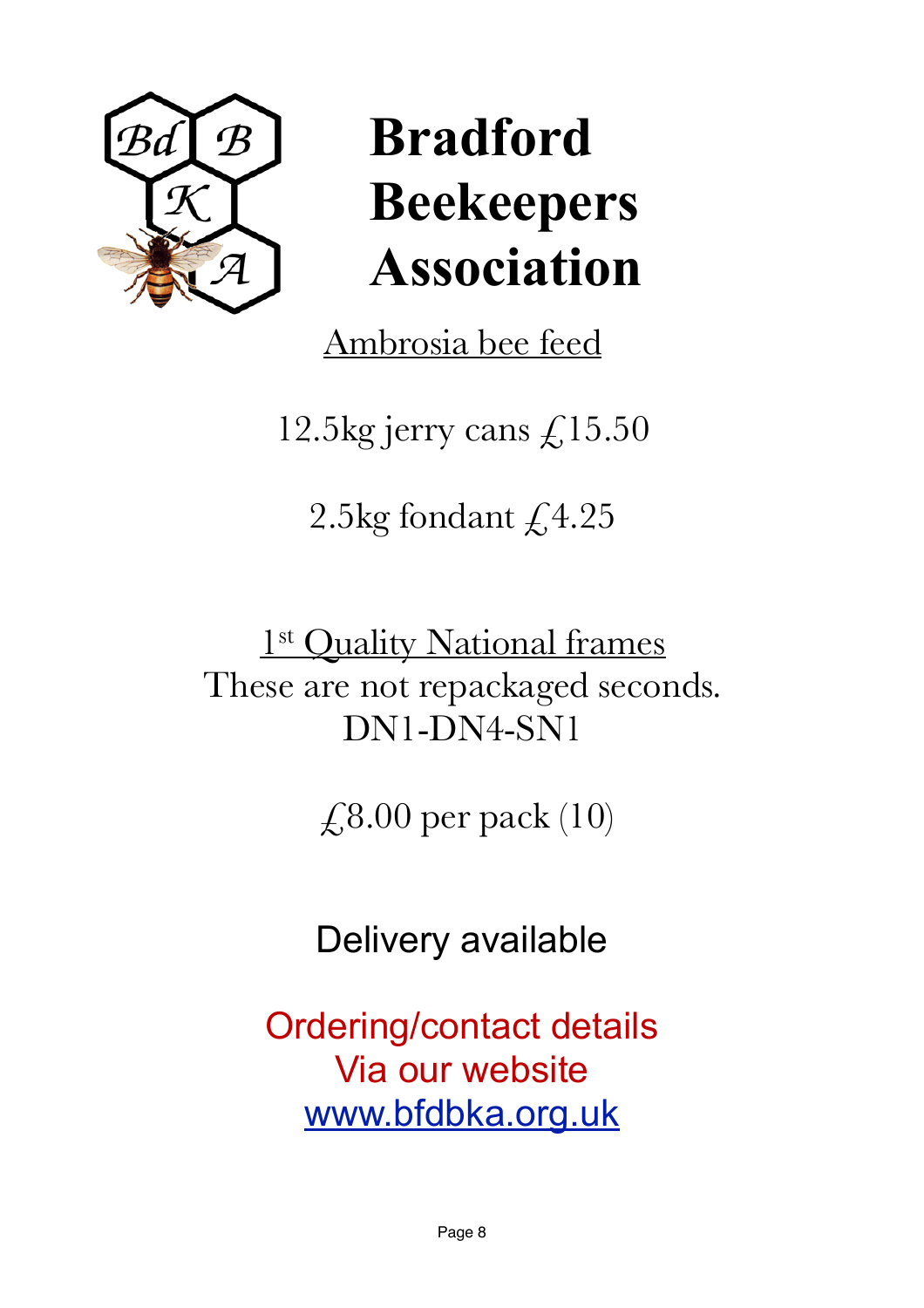# Bradford Beekeepers Association

Ambrosia bee feed

12.5kg jerry cans £15.50

2.5kg fondant £4.25

1st Quality National frames

These are not repackaged seconds.

DN1-DN4-SN1

£8.00 per pack (10)

Delivery available

Ordering/contact details
Via our website
www.bfdbka.org.uk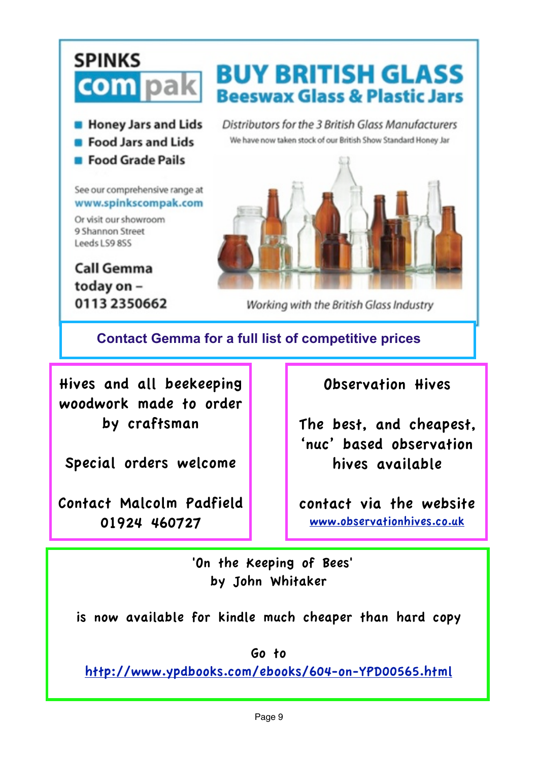**SPINKS compak**

# BUY BRITISH GLASS

## Beeswax Glass & Plastic Jars

- Honey Jars and Lids
- Food Jars and Lids
- Food Grade Pails

*Distributors for the 3 British Glass Manufacturers*

We have now taken stock of our British Show Standard Honey Jar

See our comprehensive range at
**www.spinkscompak.com**

Or visit our showroom
9 Shannon Street
Leeds LS9 8SS

**Call Gemma today on – 0113 2350662**

*Working with the British Glass Industry*

**Contact Gemma for a full list of competitive prices**

---

Hives and all beekeeping woodwork made to order by craftsman

Special orders welcome

Contact Malcolm Padfield
01924 460727

---

Observation Hives

The best, and cheapest, 'nuc' based observation hives available

contact via the website
www.observationhives.co.uk

---

'On the Keeping of Bees'
by John Whitaker

is now available for kindle much cheaper than hard copy

Go to
http://www.ypdbooks.com/ebooks/604-on-YPD00565.html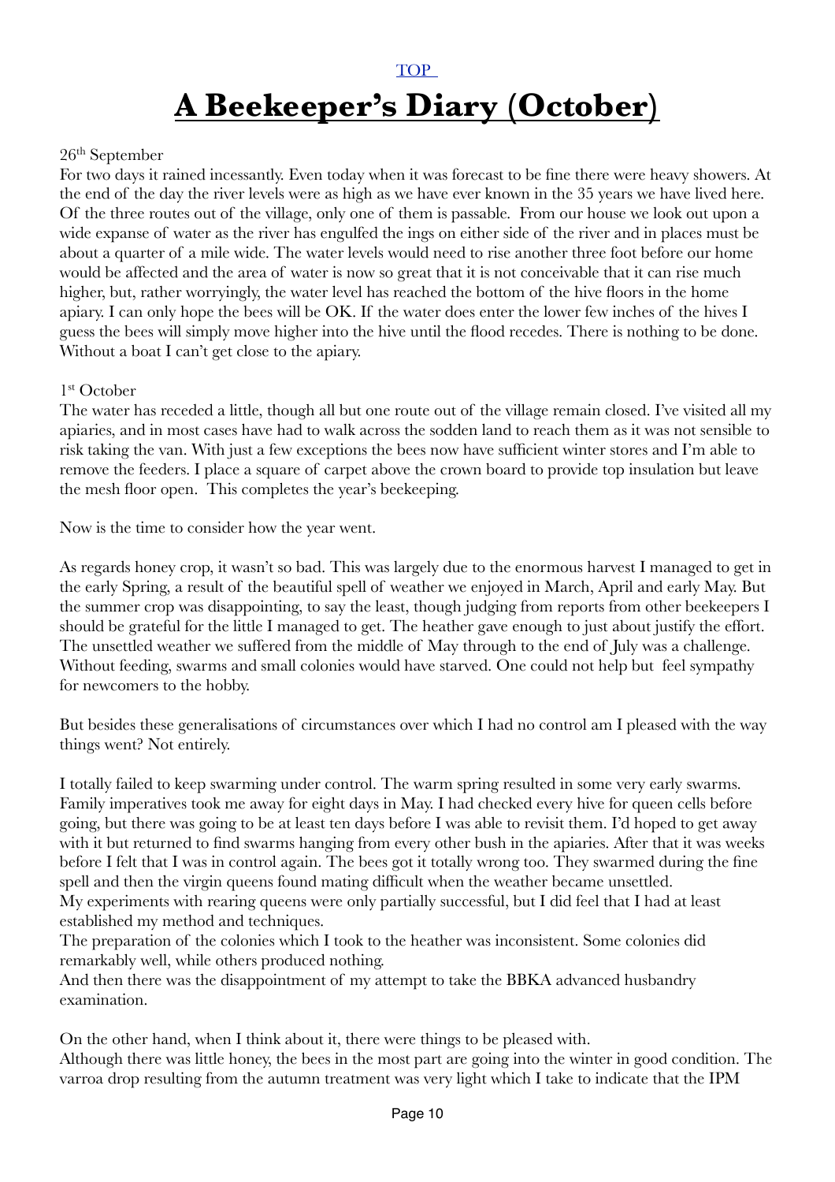[TOP](#)

# A Beekeeper's Diary (October)

26th September

For two days it rained incessantly. Even today when it was forecast to be fine there were heavy showers. At the end of the day the river levels were as high as we have ever known in the 35 years we have lived here. Of the three routes out of the village, only one of them is passable. From our house we look out upon a wide expanse of water as the river has engulfed the ings on either side of the river and in places must be about a quarter of a mile wide. The water levels would need to rise another three foot before our home would be affected and the area of water is now so great that it is not conceivable that it can rise much higher, but, rather worryingly, the water level has reached the bottom of the hive floors in the home apiary. I can only hope the bees will be OK. If the water does enter the lower few inches of the hives I guess the bees will simply move higher into the hive until the flood recedes. There is nothing to be done. Without a boat I can't get close to the apiary.

1st October

The water has receded a little, though all but one route out of the village remain closed. I've visited all my apiaries, and in most cases have had to walk across the sodden land to reach them as it was not sensible to risk taking the van. With just a few exceptions the bees now have sufficient winter stores and I'm able to remove the feeders. I place a square of carpet above the crown board to provide top insulation but leave the mesh floor open. This completes the year's beekeeping.

Now is the time to consider how the year went.

As regards honey crop, it wasn't so bad. This was largely due to the enormous harvest I managed to get in the early Spring, a result of the beautiful spell of weather we enjoyed in March, April and early May. But the summer crop was disappointing, to say the least, though judging from reports from other beekeepers I should be grateful for the little I managed to get. The heather gave enough to just about justify the effort. The unsettled weather we suffered from the middle of May through to the end of July was a challenge. Without feeding, swarms and small colonies would have starved. One could not help but feel sympathy for newcomers to the hobby.

But besides these generalisations of circumstances over which I had no control am I pleased with the way things went? Not entirely.

I totally failed to keep swarming under control. The warm spring resulted in some very early swarms. Family imperatives took me away for eight days in May. I had checked every hive for queen cells before going, but there was going to be at least ten days before I was able to revisit them. I'd hoped to get away with it but returned to find swarms hanging from every other bush in the apiaries. After that it was weeks before I felt that I was in control again. The bees got it totally wrong too. They swarmed during the fine spell and then the virgin queens found mating difficult when the weather became unsettled.
My experiments with rearing queens were only partially successful, but I did feel that I had at least established my method and techniques.
The preparation of the colonies which I took to the heather was inconsistent. Some colonies did remarkably well, while others produced nothing.
And then there was the disappointment of my attempt to take the BBKA advanced husbandry examination.

On the other hand, when I think about it, there were things to be pleased with.
Although there was little honey, the bees in the most part are going into the winter in good condition. The varroa drop resulting from the autumn treatment was very light which I take to indicate that the IPM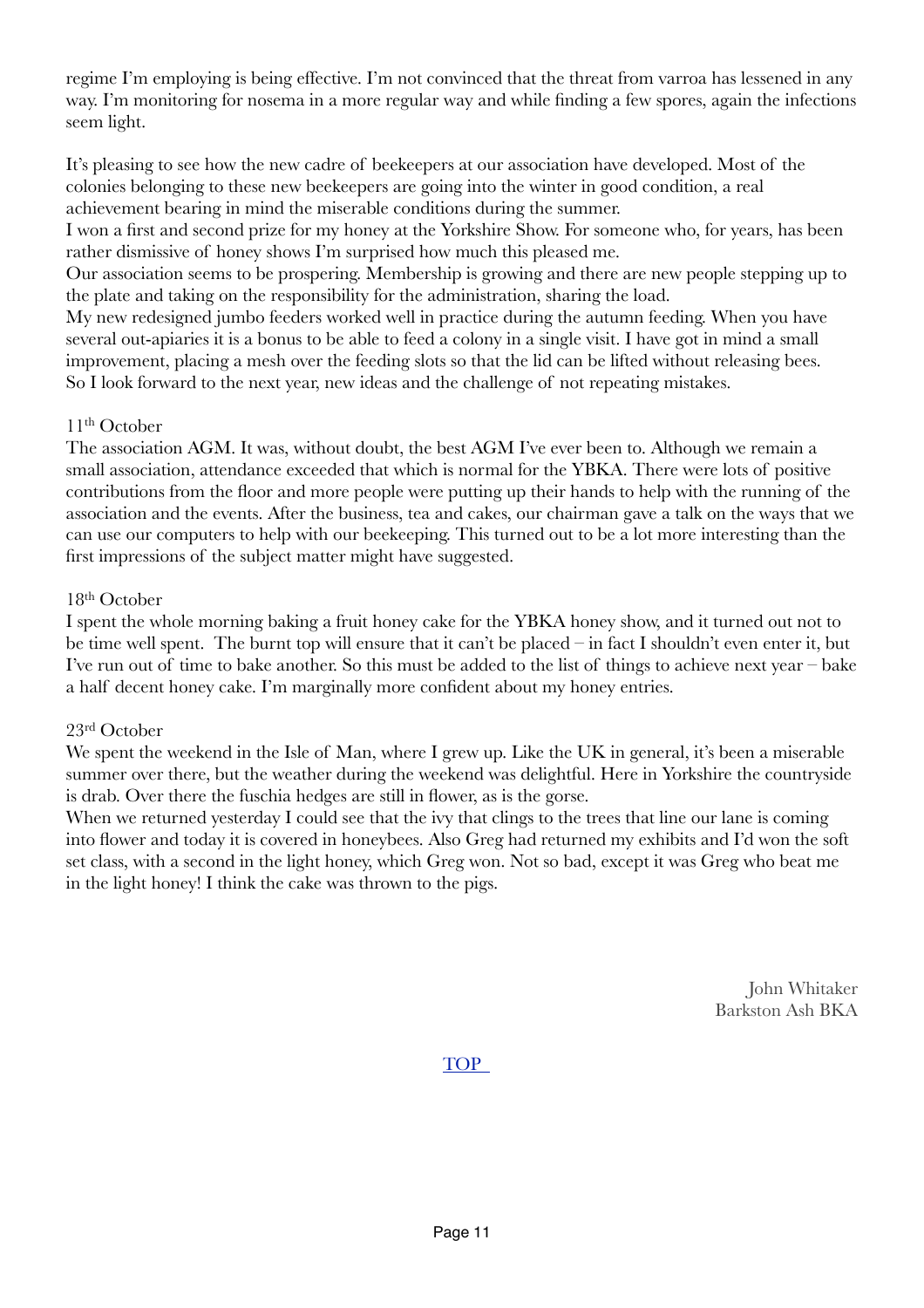regime I'm employing is being effective. I'm not convinced that the threat from varroa has lessened in any way. I'm monitoring for nosema in a more regular way and while finding a few spores, again the infections seem light.

It's pleasing to see how the new cadre of beekeepers at our association have developed. Most of the colonies belonging to these new beekeepers are going into the winter in good condition, a real achievement bearing in mind the miserable conditions during the summer.

I won a first and second prize for my honey at the Yorkshire Show. For someone who, for years, has been rather dismissive of honey shows I'm surprised how much this pleased me.

Our association seems to be prospering. Membership is growing and there are new people stepping up to the plate and taking on the responsibility for the administration, sharing the load.

My new redesigned jumbo feeders worked well in practice during the autumn feeding. When you have several out-apiaries it is a bonus to be able to feed a colony in a single visit. I have got in mind a small improvement, placing a mesh over the feeding slots so that the lid can be lifted without releasing bees.

So I look forward to the next year, new ideas and the challenge of not repeating mistakes.

11th October

The association AGM. It was, without doubt, the best AGM I've ever been to. Although we remain a small association, attendance exceeded that which is normal for the YBKA. There were lots of positive contributions from the floor and more people were putting up their hands to help with the running of the association and the events. After the business, tea and cakes, our chairman gave a talk on the ways that we can use our computers to help with our beekeeping. This turned out to be a lot more interesting than the first impressions of the subject matter might have suggested.

18th October

I spent the whole morning baking a fruit honey cake for the YBKA honey show, and it turned out not to be time well spent. The burnt top will ensure that it can't be placed – in fact I shouldn't even enter it, but I've run out of time to bake another. So this must be added to the list of things to achieve next year – bake a half decent honey cake. I'm marginally more confident about my honey entries.

23rd October

We spent the weekend in the Isle of Man, where I grew up. Like the UK in general, it's been a miserable summer over there, but the weather during the weekend was delightful. Here in Yorkshire the countryside is drab. Over there the fuschia hedges are still in flower, as is the gorse.

When we returned yesterday I could see that the ivy that clings to the trees that line our lane is coming into flower and today it is covered in honeybees. Also Greg had returned my exhibits and I'd won the soft set class, with a second in the light honey, which Greg won. Not so bad, except it was Greg who beat me in the light honey! I think the cake was thrown to the pigs.

John Whitaker
Barkston Ash BKA

TOP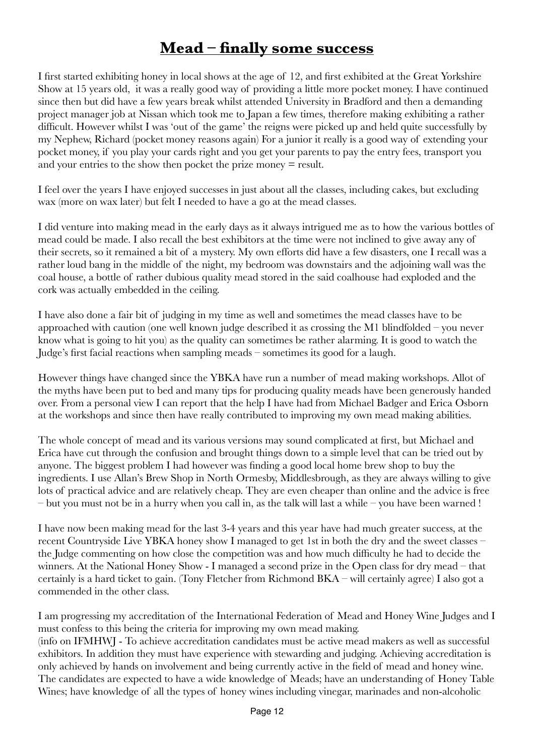# Mead – finally some success

I first started exhibiting honey in local shows at the age of 12, and first exhibited at the Great Yorkshire Show at 15 years old, it was a really good way of providing a little more pocket money. I have continued since then but did have a few years break whilst attended University in Bradford and then a demanding project manager job at Nissan which took me to Japan a few times, therefore making exhibiting a rather difficult. However whilst I was 'out of the game' the reigns were picked up and held quite successfully by my Nephew, Richard (pocket money reasons again) For a junior it really is a good way of extending your pocket money, if you play your cards right and you get your parents to pay the entry fees, transport you and your entries to the show then pocket the prize money = result.

I feel over the years I have enjoyed successes in just about all the classes, including cakes, but excluding wax (more on wax later) but felt I needed to have a go at the mead classes.

I did venture into making mead in the early days as it always intrigued me as to how the various bottles of mead could be made. I also recall the best exhibitors at the time were not inclined to give away any of their secrets, so it remained a bit of a mystery. My own efforts did have a few disasters, one I recall was a rather loud bang in the middle of the night, my bedroom was downstairs and the adjoining wall was the coal house, a bottle of rather dubious quality mead stored in the said coalhouse had exploded and the cork was actually embedded in the ceiling.

I have also done a fair bit of judging in my time as well and sometimes the mead classes have to be approached with caution (one well known judge described it as crossing the M1 blindfolded – you never know what is going to hit you) as the quality can sometimes be rather alarming. It is good to watch the Judge's first facial reactions when sampling meads – sometimes its good for a laugh.

However things have changed since the YBKA have run a number of mead making workshops. Allot of the myths have been put to bed and many tips for producing quality meads have been generously handed over. From a personal view I can report that the help I have had from Michael Badger and Erica Osborn at the workshops and since then have really contributed to improving my own mead making abilities.

The whole concept of mead and its various versions may sound complicated at first, but Michael and Erica have cut through the confusion and brought things down to a simple level that can be tried out by anyone. The biggest problem I had however was finding a good local home brew shop to buy the ingredients. I use Allan's Brew Shop in North Ormesby, Middlesbrough, as they are always willing to give lots of practical advice and are relatively cheap. They are even cheaper than online and the advice is free – but you must not be in a hurry when you call in, as the talk will last a while – you have been warned !

I have now been making mead for the last 3-4 years and this year have had much greater success, at the recent Countryside Live YBKA honey show I managed to get 1st in both the dry and the sweet classes – the Judge commenting on how close the competition was and how much difficulty he had to decide the winners. At the National Honey Show - I managed a second prize in the Open class for dry mead – that certainly is a hard ticket to gain. (Tony Fletcher from Richmond BKA – will certainly agree) I also got a commended in the other class.

I am progressing my accreditation of the International Federation of Mead and Honey Wine Judges and I must confess to this being the criteria for improving my own mead making.
(info on IFMHWJ - To achieve accreditation candidates must be active mead makers as well as successful exhibitors. In addition they must have experience with stewarding and judging. Achieving accreditation is only achieved by hands on involvement and being currently active in the field of mead and honey wine. The candidates are expected to have a wide knowledge of Meads; have an understanding of Honey Table Wines; have knowledge of all the types of honey wines including vinegar, marinades and non-alcoholic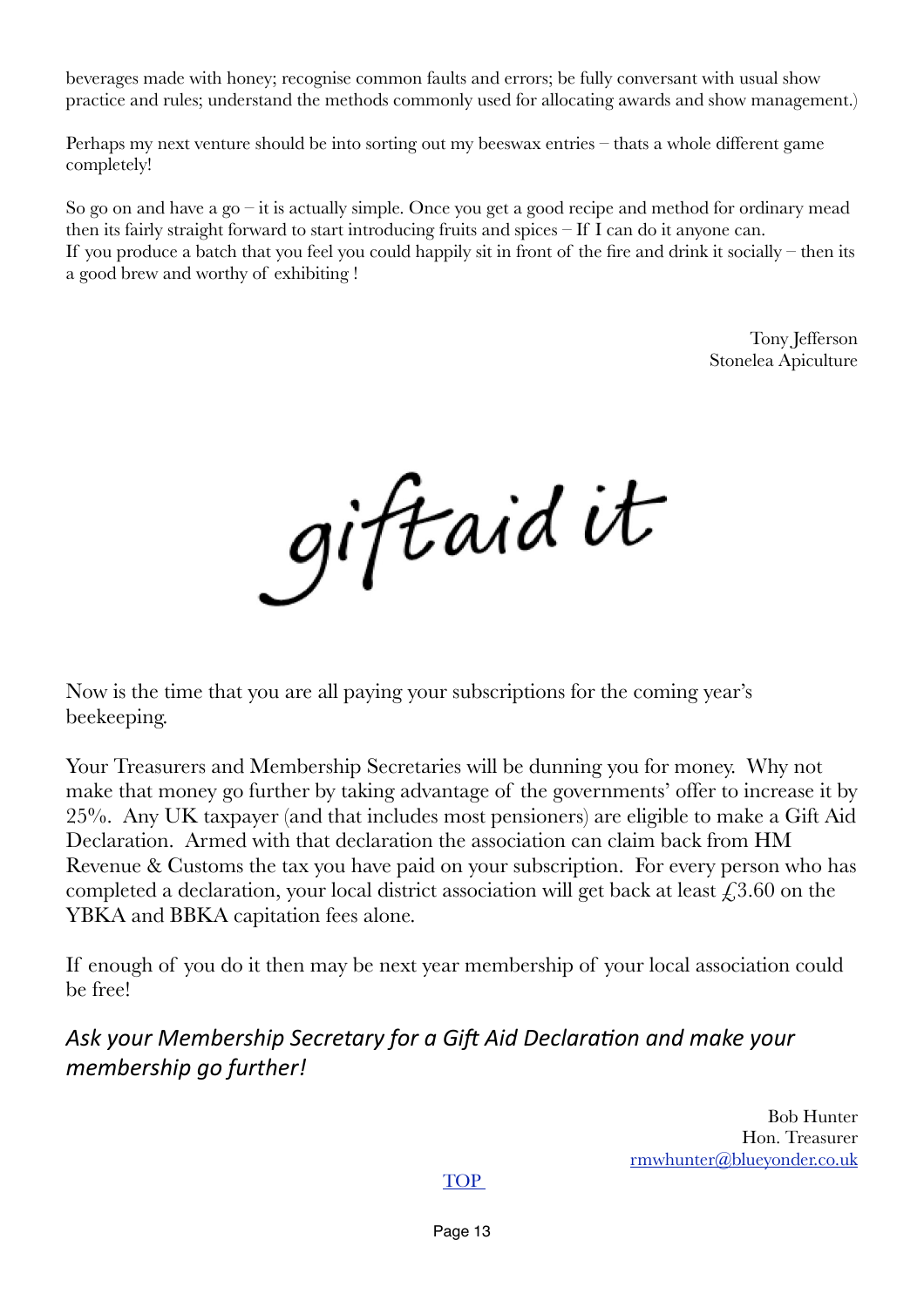beverages made with honey; recognise common faults and errors; be fully conversant with usual show practice and rules; understand the methods commonly used for allocating awards and show management.)

Perhaps my next venture should be into sorting out my beeswax entries – thats a whole different game completely!

So go on and have a go – it is actually simple. Once you get a good recipe and method for ordinary mead then its fairly straight forward to start introducing fruits and spices – If I can do it anyone can.
If you produce a batch that you feel you could happily sit in front of the fire and drink it socially – then its a good brew and worthy of exhibiting !

Tony Jefferson
Stonelea Apiculture

giftaid it

Now is the time that you are all paying your subscriptions for the coming year's beekeeping.

Your Treasurers and Membership Secretaries will be dunning you for money. Why not make that money go further by taking advantage of the governments' offer to increase it by 25%. Any UK taxpayer (and that includes most pensioners) are eligible to make a Gift Aid Declaration. Armed with that declaration the association can claim back from HM Revenue & Customs the tax you have paid on your subscription. For every person who has completed a declaration, your local district association will get back at least £3.60 on the YBKA and BBKA capitation fees alone.

If enough of you do it then may be next year membership of your local association could be free!

*Ask your Membership Secretary for a Gift Aid Declaration and make your membership go further!*

Bob Hunter
Hon. Treasurer
rmwhunter@blueyonder.co.uk

TOP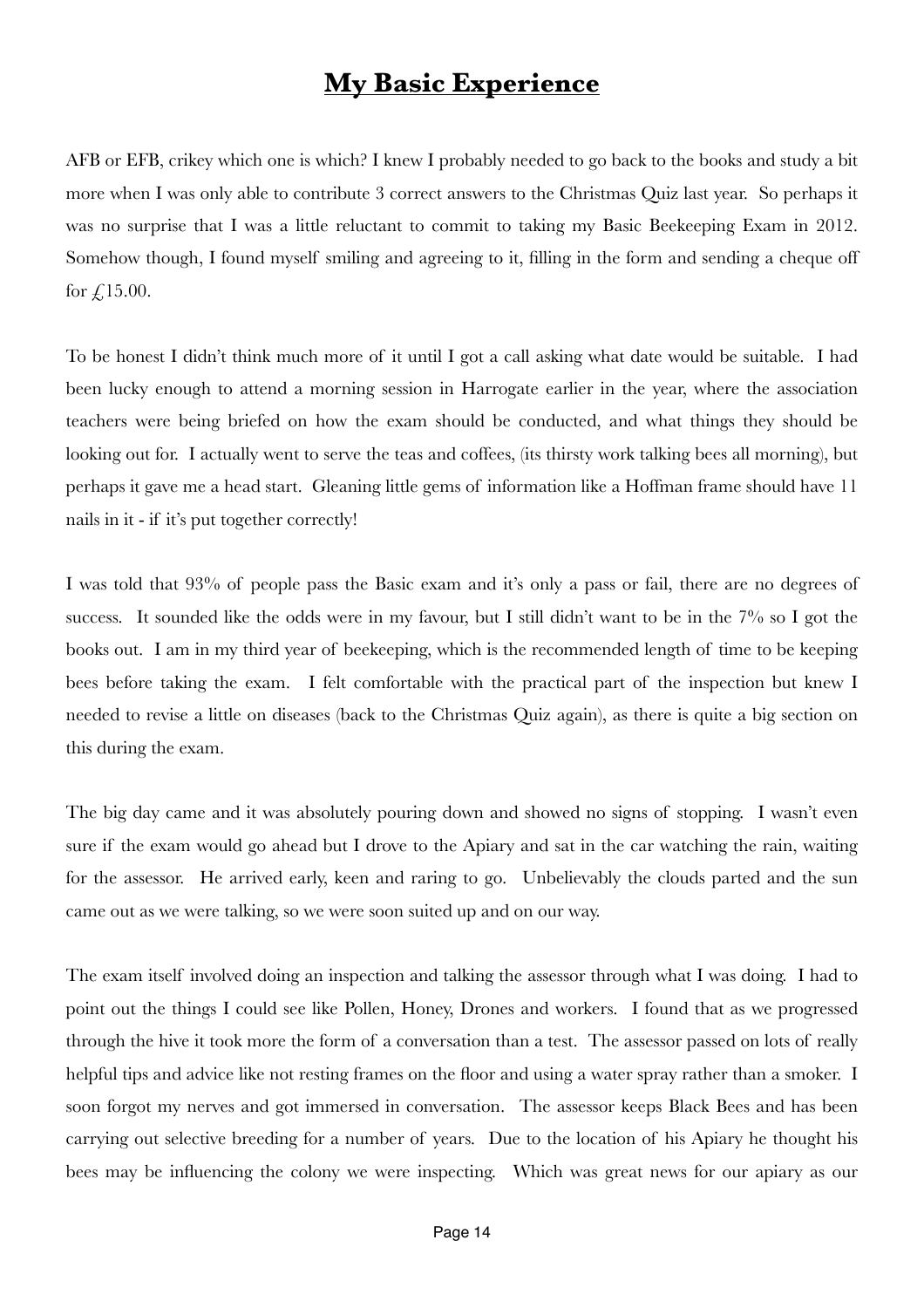# **My Basic Experience**

AFB or EFB, crikey which one is which? I knew I probably needed to go back to the books and study a bit more when I was only able to contribute 3 correct answers to the Christmas Quiz last year. So perhaps it was no surprise that I was a little reluctant to commit to taking my Basic Beekeeping Exam in 2012. Somehow though, I found myself smiling and agreeing to it, filling in the form and sending a cheque off for £15.00.

To be honest I didn't think much more of it until I got a call asking what date would be suitable. I had been lucky enough to attend a morning session in Harrogate earlier in the year, where the association teachers were being briefed on how the exam should be conducted, and what things they should be looking out for. I actually went to serve the teas and coffees, (its thirsty work talking bees all morning), but perhaps it gave me a head start. Gleaning little gems of information like a Hoffman frame should have 11 nails in it - if it's put together correctly!

I was told that 93% of people pass the Basic exam and it's only a pass or fail, there are no degrees of success. It sounded like the odds were in my favour, but I still didn't want to be in the 7% so I got the books out. I am in my third year of beekeeping, which is the recommended length of time to be keeping bees before taking the exam. I felt comfortable with the practical part of the inspection but knew I needed to revise a little on diseases (back to the Christmas Quiz again), as there is quite a big section on this during the exam.

The big day came and it was absolutely pouring down and showed no signs of stopping. I wasn't even sure if the exam would go ahead but I drove to the Apiary and sat in the car watching the rain, waiting for the assessor. He arrived early, keen and raring to go. Unbelievably the clouds parted and the sun came out as we were talking, so we were soon suited up and on our way.

The exam itself involved doing an inspection and talking the assessor through what I was doing. I had to point out the things I could see like Pollen, Honey, Drones and workers. I found that as we progressed through the hive it took more the form of a conversation than a test. The assessor passed on lots of really helpful tips and advice like not resting frames on the floor and using a water spray rather than a smoker. I soon forgot my nerves and got immersed in conversation. The assessor keeps Black Bees and has been carrying out selective breeding for a number of years. Due to the location of his Apiary he thought his bees may be influencing the colony we were inspecting. Which was great news for our apiary as our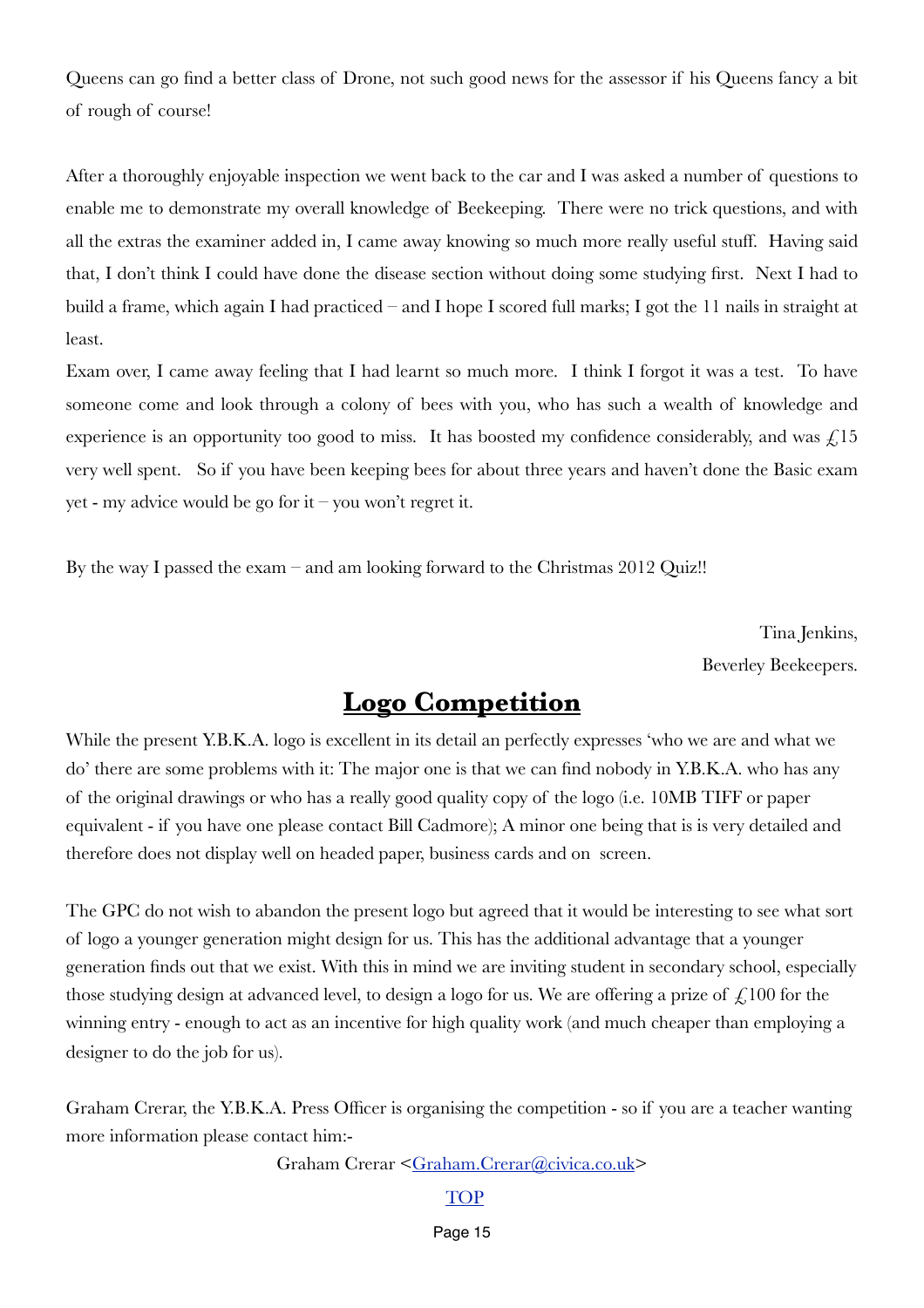Queens can go find a better class of Drone, not such good news for the assessor if his Queens fancy a bit of rough of course!

After a thoroughly enjoyable inspection we went back to the car and I was asked a number of questions to enable me to demonstrate my overall knowledge of Beekeeping. There were no trick questions, and with all the extras the examiner added in, I came away knowing so much more really useful stuff. Having said that, I don't think I could have done the disease section without doing some studying first. Next I had to build a frame, which again I had practiced – and I hope I scored full marks; I got the 11 nails in straight at least.

Exam over, I came away feeling that I had learnt so much more. I think I forgot it was a test. To have someone come and look through a colony of bees with you, who has such a wealth of knowledge and experience is an opportunity too good to miss. It has boosted my confidence considerably, and was £15 very well spent. So if you have been keeping bees for about three years and haven't done the Basic exam yet - my advice would be go for it – you won't regret it.

By the way I passed the exam – and am looking forward to the Christmas 2012 Quiz!!

Tina Jenkins,
Beverley Beekeepers.

## Logo Competition

While the present Y.B.K.A. logo is excellent in its detail an perfectly expresses 'who we are and what we do' there are some problems with it: The major one is that we can find nobody in Y.B.K.A. who has any of the original drawings or who has a really good quality copy of the logo (i.e. 10MB TIFF or paper equivalent - if you have one please contact Bill Cadmore); A minor one being that is is very detailed and therefore does not display well on headed paper, business cards and on screen.

The GPC do not wish to abandon the present logo but agreed that it would be interesting to see what sort of logo a younger generation might design for us. This has the additional advantage that a younger generation finds out that we exist. With this in mind we are inviting student in secondary school, especially those studying design at advanced level, to design a logo for us. We are offering a prize of £100 for the winning entry - enough to act as an incentive for high quality work (and much cheaper than employing a designer to do the job for us).

Graham Crerar, the Y.B.K.A. Press Officer is organising the competition - so if you are a teacher wanting more information please contact him:-

Graham Crerar <Graham.Crerar@civica.co.uk>

TOP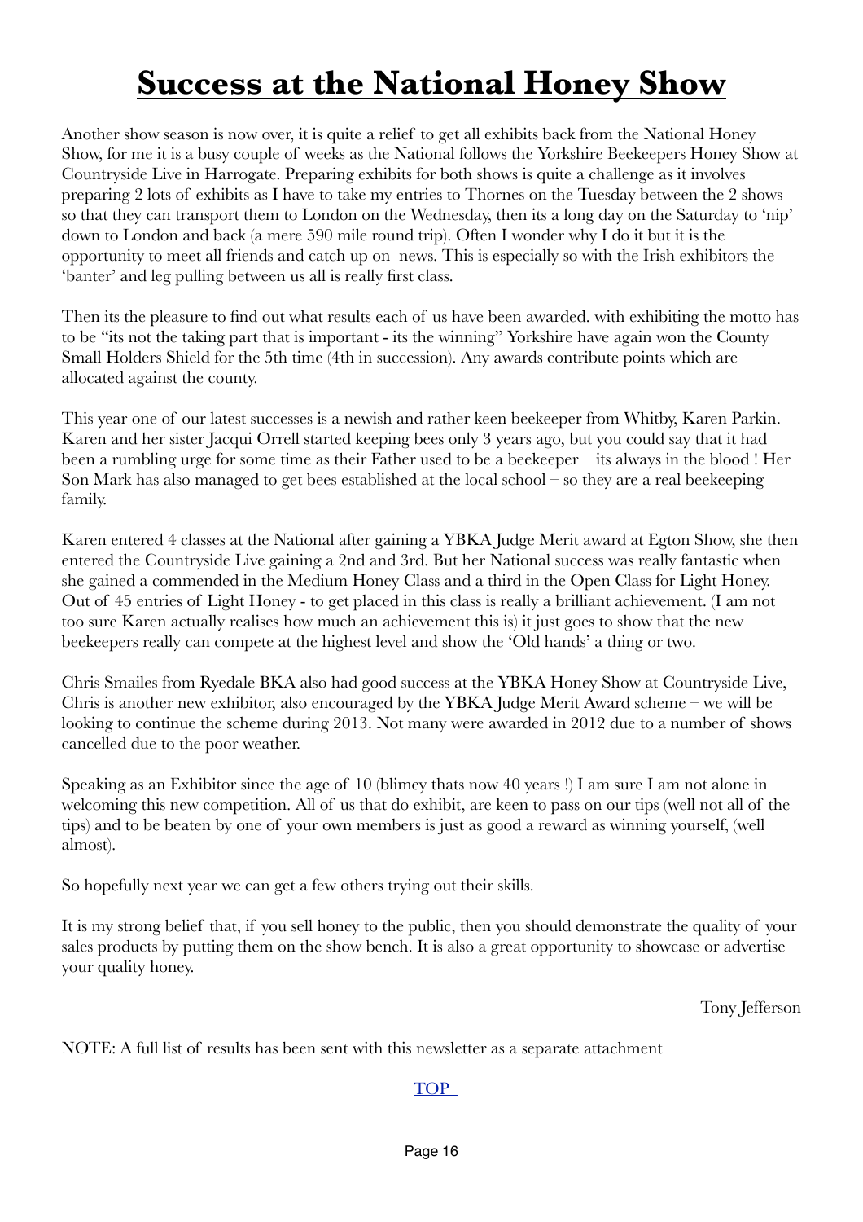# Success at the National Honey Show

Another show season is now over, it is quite a relief to get all exhibits back from the National Honey Show, for me it is a busy couple of weeks as the National follows the Yorkshire Beekeepers Honey Show at Countryside Live in Harrogate. Preparing exhibits for both shows is quite a challenge as it involves preparing 2 lots of exhibits as I have to take my entries to Thornes on the Tuesday between the 2 shows so that they can transport them to London on the Wednesday, then its a long day on the Saturday to 'nip' down to London and back (a mere 590 mile round trip). Often I wonder why I do it but it is the opportunity to meet all friends and catch up on news. This is especially so with the Irish exhibitors the 'banter' and leg pulling between us all is really first class.

Then its the pleasure to find out what results each of us have been awarded. with exhibiting the motto has to be "its not the taking part that is important - its the winning" Yorkshire have again won the County Small Holders Shield for the 5th time (4th in succession). Any awards contribute points which are allocated against the county.

This year one of our latest successes is a newish and rather keen beekeeper from Whitby, Karen Parkin. Karen and her sister Jacqui Orrell started keeping bees only 3 years ago, but you could say that it had been a rumbling urge for some time as their Father used to be a beekeeper – its always in the blood ! Her Son Mark has also managed to get bees established at the local school – so they are a real beekeeping family.

Karen entered 4 classes at the National after gaining a YBKA Judge Merit award at Egton Show, she then entered the Countryside Live gaining a 2nd and 3rd. But her National success was really fantastic when she gained a commended in the Medium Honey Class and a third in the Open Class for Light Honey. Out of 45 entries of Light Honey - to get placed in this class is really a brilliant achievement. (I am not too sure Karen actually realises how much an achievement this is) it just goes to show that the new beekeepers really can compete at the highest level and show the 'Old hands' a thing or two.

Chris Smailes from Ryedale BKA also had good success at the YBKA Honey Show at Countryside Live, Chris is another new exhibitor, also encouraged by the YBKA Judge Merit Award scheme – we will be looking to continue the scheme during 2013. Not many were awarded in 2012 due to a number of shows cancelled due to the poor weather.

Speaking as an Exhibitor since the age of 10 (blimey thats now 40 years !) I am sure I am not alone in welcoming this new competition. All of us that do exhibit, are keen to pass on our tips (well not all of the tips) and to be beaten by one of your own members is just as good a reward as winning yourself, (well almost).

So hopefully next year we can get a few others trying out their skills.

It is my strong belief that, if you sell honey to the public, then you should demonstrate the quality of your sales products by putting them on the show bench. It is also a great opportunity to showcase or advertise your quality honey.

Tony Jefferson

NOTE: A full list of results has been sent with this newsletter as a separate attachment

TOP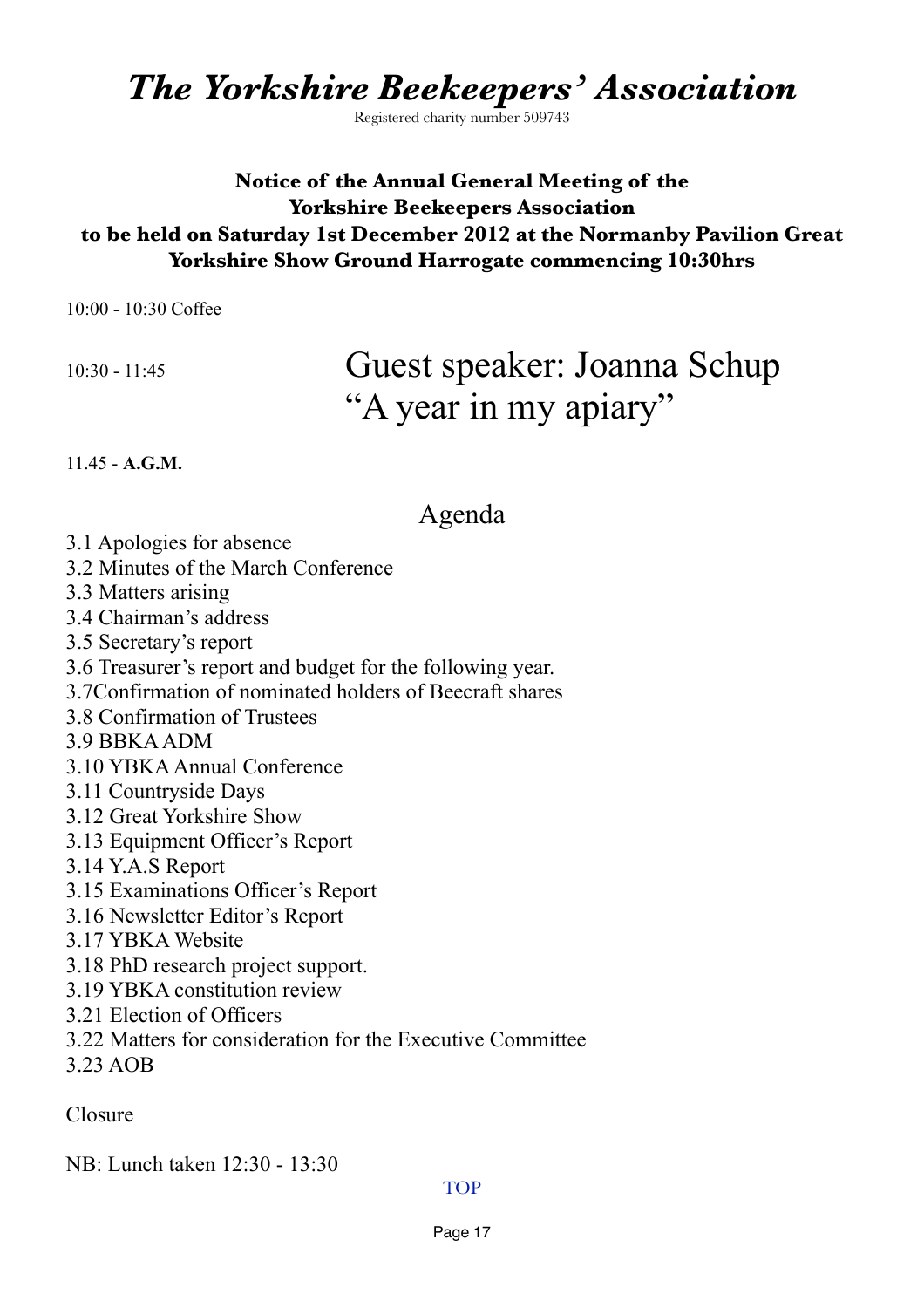# *The Yorkshire Beekeepers' Association*

Registered charity number 509743

**Notice of the Annual General Meeting of the Yorkshire Beekeepers Association to be held on Saturday 1st December 2012 at the Normanby Pavilion Great Yorkshire Show Ground Harrogate commencing 10:30hrs**

10:00 - 10:30 Coffee

10:30 - 11:45 Guest speaker: Joanna Schup "A year in my apiary"

11.45 - **A.G.M.**

## Agenda

3.1 Apologies for absence
3.2 Minutes of the March Conference
3.3 Matters arising
3.4 Chairman's address
3.5 Secretary's report
3.6 Treasurer's report and budget for the following year.
3.7Confirmation of nominated holders of Beecraft shares
3.8 Confirmation of Trustees
3.9 BBKA ADM
3.10 YBKA Annual Conference
3.11 Countryside Days
3.12 Great Yorkshire Show
3.13 Equipment Officer's Report
3.14 Y.A.S Report
3.15 Examinations Officer's Report
3.16 Newsletter Editor's Report
3.17 YBKA Website
3.18 PhD research project support.
3.19 YBKA constitution review
3.21 Election of Officers
3.22 Matters for consideration for the Executive Committee
3.23 AOB

Closure

NB: Lunch taken 12:30 - 13:30

TOP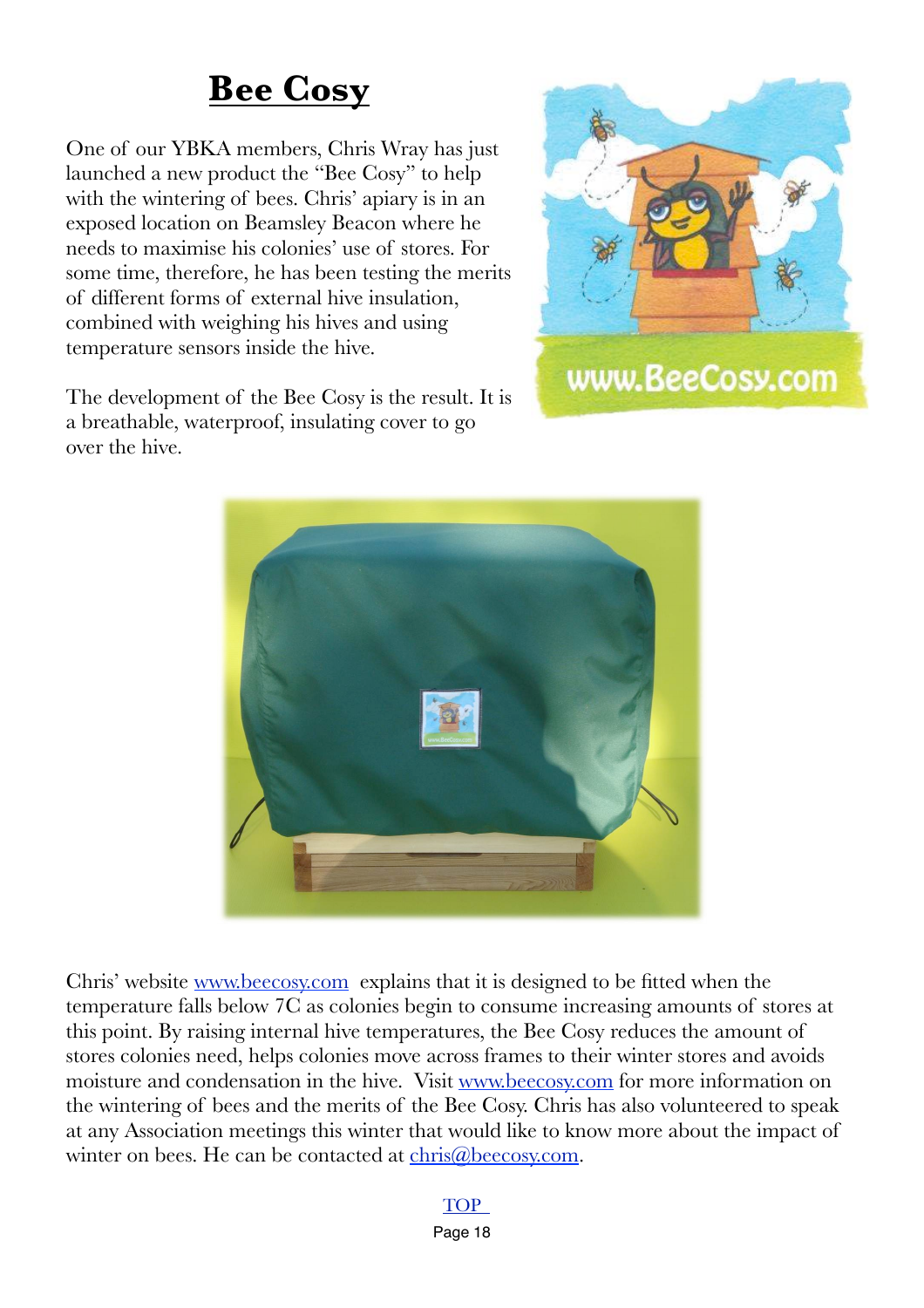# Bee Cosy

One of our YBKA members, Chris Wray has just launched a new product the "Bee Cosy" to help with the wintering of bees. Chris' apiary is in an exposed location on Beamsley Beacon where he needs to maximise his colonies' use of stores. For some time, therefore, he has been testing the merits of different forms of external hive insulation, combined with weighing his hives and using temperature sensors inside the hive.

The development of the Bee Cosy is the result. It is a breathable, waterproof, insulating cover to go over the hive.

Chris' website [www.beecosy.com](http://www.beecosy.com) explains that it is designed to be fitted when the temperature falls below 7C as colonies begin to consume increasing amounts of stores at this point. By raising internal hive temperatures, the Bee Cosy reduces the amount of stores colonies need, helps colonies move across frames to their winter stores and avoids moisture and condensation in the hive. Visit [www.beecosy.com](http://www.beecosy.com) for more information on the wintering of bees and the merits of the Bee Cosy. Chris has also volunteered to speak at any Association meetings this winter that would like to know more about the impact of winter on bees. He can be contacted at [chris@beecosy.com](mailto:chris@beecosy.com).

TOP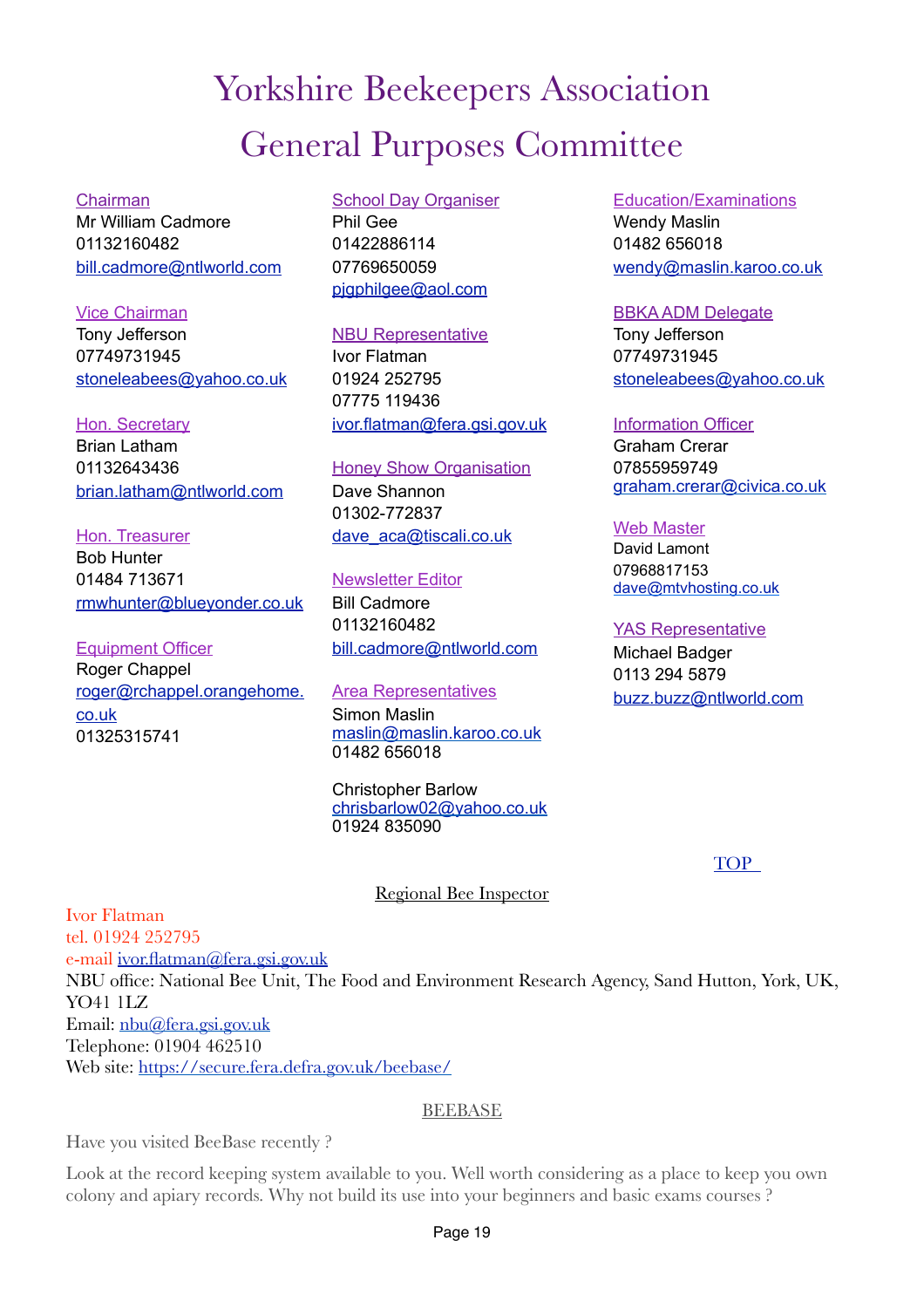# Yorkshire Beekeepers Association

# General Purposes Committee

Chairman
Mr William Cadmore
01132160482
bill.cadmore@ntlworld.com

Vice Chairman
Tony Jefferson
07749731945
stoneleabees@yahoo.co.uk

Hon. Secretary
Brian Latham
01132643436
brian.latham@ntlworld.com

Hon. Treasurer
Bob Hunter
01484 713671
rmwhunter@blueyonder.co.uk

Equipment Officer
Roger Chappel
roger@rchappel.orangehome.co.uk
01325315741

School Day Organiser
Phil Gee
01422886114
07769650059
pjgphilgee@aol.com

NBU Representative
Ivor Flatman
01924 252795
07775 119436
ivor.flatman@fera.gsi.gov.uk

Honey Show Organisation
Dave Shannon
01302-772837
dave_aca@tiscali.co.uk

Newsletter Editor
Bill Cadmore
01132160482
bill.cadmore@ntlworld.com

Area Representatives
Simon Maslin
maslin@maslin.karoo.co.uk
01482 656018

Christopher Barlow
chrisbarlow02@yahoo.co.uk
01924 835090

Education/Examinations
Wendy Maslin
01482 656018
wendy@maslin.karoo.co.uk

BBKA ADM Delegate
Tony Jefferson
07749731945
stoneleabees@yahoo.co.uk

Information Officer
Graham Crerar
07855959749
graham.crerar@civica.co.uk

Web Master
David Lamont
07968817153
dave@mtvhosting.co.uk

YAS Representative
Michael Badger
0113 294 5879
buzz.buzz@ntlworld.com

TOP

Regional Bee Inspector

Ivor Flatman
tel. 01924 252795
e-mail ivor.flatman@fera.gsi.gov.uk
NBU office: National Bee Unit, The Food and Environment Research Agency, Sand Hutton, York, UK, YO41 1LZ
Email: nbu@fera.gsi.gov.uk
Telephone: 01904 462510
Web site: https://secure.fera.defra.gov.uk/beebase/

BEEBASE

Have you visited BeeBase recently ?

Look at the record keeping system available to you. Well worth considering as a place to keep you own colony and apiary records. Why not build its use into your beginners and basic exams courses ?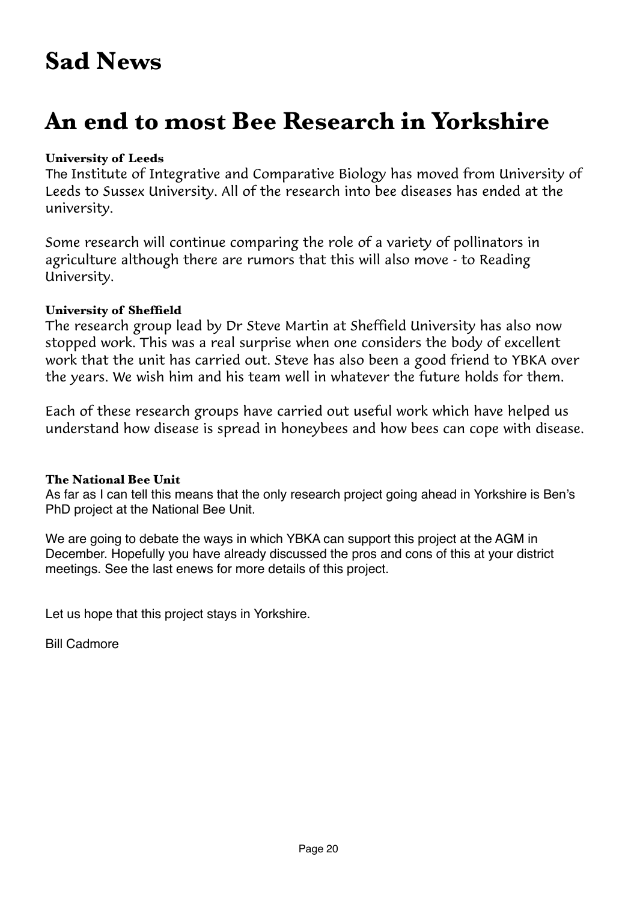# Sad News

# An end to most Bee Research in Yorkshire

**University of Leeds**

The Institute of Integrative and Comparative Biology has moved from University of Leeds to Sussex University. All of the research into bee diseases has ended at the university.

Some research will continue comparing the role of a variety of pollinators in agriculture although there are rumors that this will also move - to Reading University.

**University of Sheffield**

The research group lead by Dr Steve Martin at Sheffield University has also now stopped work. This was a real surprise when one considers the body of excellent work that the unit has carried out. Steve has also been a good friend to YBKA over the years. We wish him and his team well in whatever the future holds for them.

Each of these research groups have carried out useful work which have helped us understand how disease is spread in honeybees and how bees can cope with disease.

**The National Bee Unit**

As far as I can tell this means that the only research project going ahead in Yorkshire is Ben's PhD project at the National Bee Unit.

We are going to debate the ways in which YBKA can support this project at the AGM in December. Hopefully you have already discussed the pros and cons of this at your district meetings. See the last enews for more details of this project.

Let us hope that this project stays in Yorkshire.

Bill Cadmore